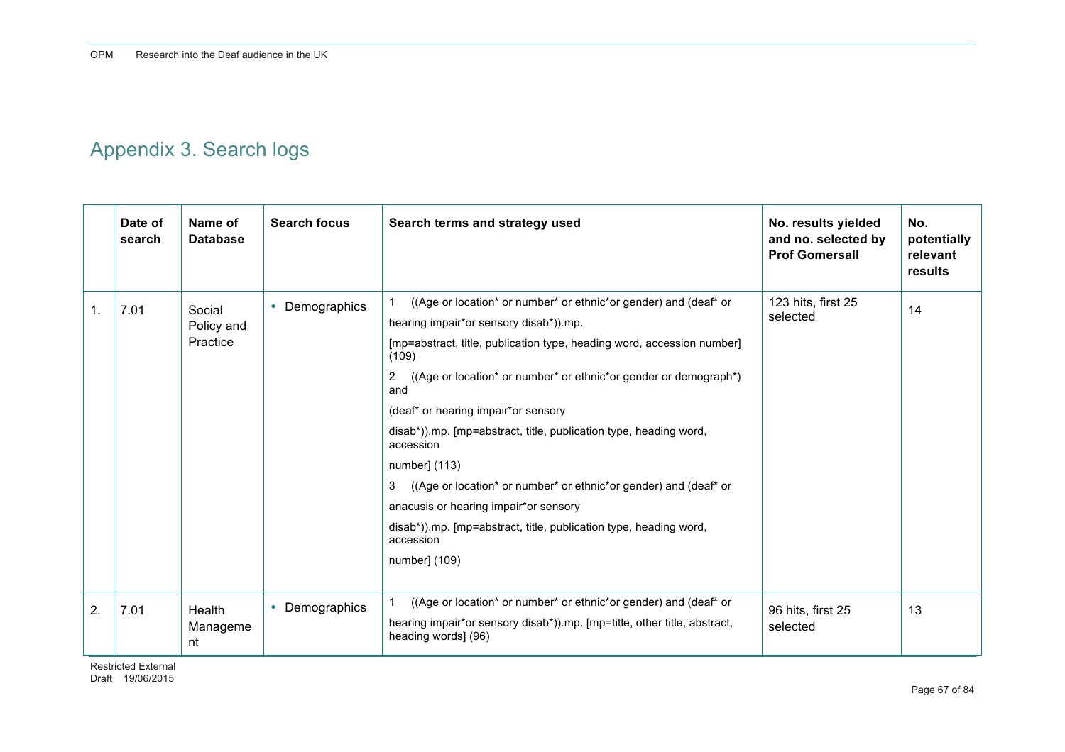# Appendix 3. Search logs

| | Date of search | Name of Database | Search focus | Search terms and strategy used | No. results yielded and no. selected by Prof Gomersall | No. potentially relevant results |
|---|---|---|---|---|---|---|
| 1. | 7.01 | Social Policy and Practice | • Demographics | 1 ((Age or location* or number* or ethnic*or gender) and (deaf* or hearing impair*or sensory disab*)).mp. [mp=abstract, title, publication type, heading word, accession number] (109) 2 ((Age or location* or number* or ethnic*or gender or demograph*) and (deaf* or hearing impair*or sensory disab*)).mp. [mp=abstract, title, publication type, heading word, accession number] (113) 3 ((Age or location* or number* or ethnic*or gender) and (deaf* or anacusis or hearing impair*or sensory disab*)).mp. [mp=abstract, title, publication type, heading word, accession number] (109) | 123 hits, first 25 selected | 14 |
| 2. | 7.01 | Health Management | • Demographics | 1 ((Age or location* or number* or ethnic*or gender) and (deaf* or hearing impair*or sensory disab*)).mp. [mp=title, other title, abstract, heading words] (96) | 96 hits, first 25 selected | 13 |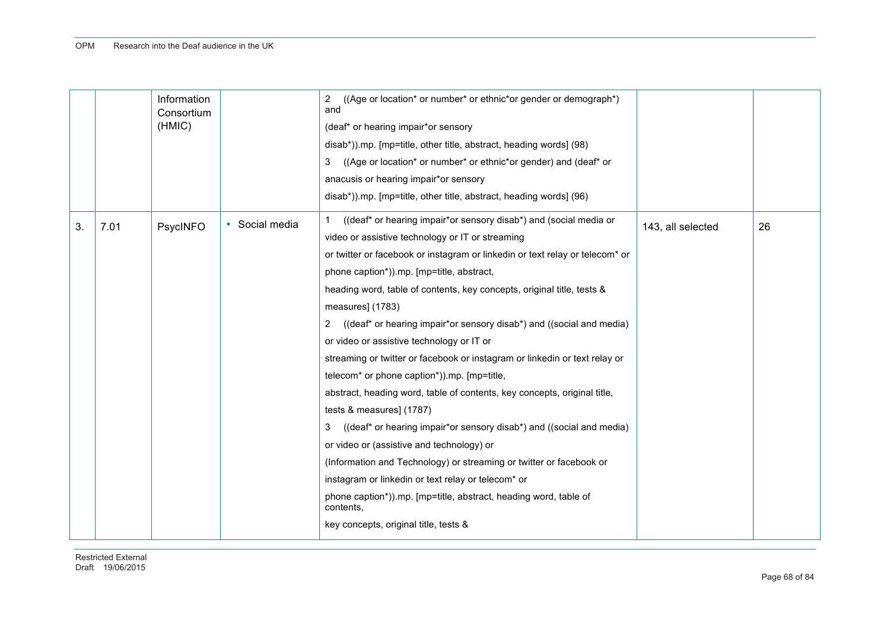| | | | | | | |
|---|---|---|---|---|---|---|
| | | Information Consortium (HMIC) | | 2 ((Age or location* or number* or ethnic*or gender or demograph*) and (deaf* or hearing impair*or sensory disab*)).mp. [mp=title, other title, abstract, heading words] (98)<br>3 ((Age or location* or number* or ethnic*or gender) and (deaf* or anacusis or hearing impair*or sensory disab*)).mp. [mp=title, other title, abstract, heading words] (96) | | |
| 3. | 7.01 | PsycINFO | • Social media | 1 ((deaf* or hearing impair*or sensory disab*) and (social media or video or assistive technology or IT or streaming or twitter or facebook or instagram or linkedin or text relay or telecom* or phone caption*)).mp. [mp=title, abstract, heading word, table of contents, key concepts, original title, tests & measures] (1783)<br>2 ((deaf* or hearing impair*or sensory disab*) and ((social and media) or video or assistive technology or IT or streaming or twitter or facebook or instagram or linkedin or text relay or telecom* or phone caption*)).mp. [mp=title, abstract, heading word, table of contents, key concepts, original title, tests & measures] (1787)<br>3 ((deaf* or hearing impair*or sensory disab*) and ((social and media) or video or (assistive and technology) or (Information and Technology) or streaming or twitter or facebook or instagram or linkedin or text relay or telecom* or phone caption*)).mp. [mp=title, abstract, heading word, table of contents, key concepts, original title, tests & | 143, all selected | 26 |

Restricted External
Draft 19/06/2015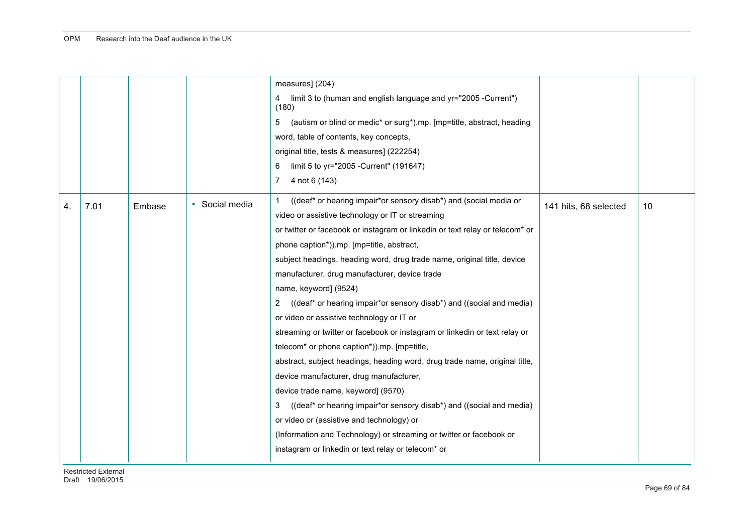|  |  |  |  |  |  |  |
|---|---|---|---|---|---|---|
|  |  |  |  | measures] (204)<br>4 limit 3 to (human and english language and yr="2005 -Current") (180)<br>5 (autism or blind or medic* or surg*).mp. [mp=title, abstract, heading word, table of contents, key concepts, original title, tests & measures] (222254)<br>6 limit 5 to yr="2005 -Current" (191647)<br>7 4 not 6 (143) |  |  |
| 4. | 7.01 | Embase | • Social media | 1 ((deaf* or hearing impair*or sensory disab*) and (social media or video or assistive technology or IT or streaming or twitter or facebook or instagram or linkedin or text relay or telecom* or phone caption*)).mp. [mp=title, abstract, subject headings, heading word, drug trade name, original title, device manufacturer, drug manufacturer, device trade name, keyword] (9524)<br>2 ((deaf* or hearing impair*or sensory disab*) and ((social and media) or video or assistive technology or IT or streaming or twitter or facebook or instagram or linkedin or text relay or telecom* or phone caption*)).mp. [mp=title, abstract, subject headings, heading word, drug trade name, original title, device manufacturer, drug manufacturer, device trade name, keyword] (9570)<br>3 ((deaf* or hearing impair*or sensory disab*) and ((social and media) or video or (assistive and technology) or (Information and Technology) or streaming or twitter or facebook or instagram or linkedin or text relay or telecom* or | 141 hits, 68 selected | 10 |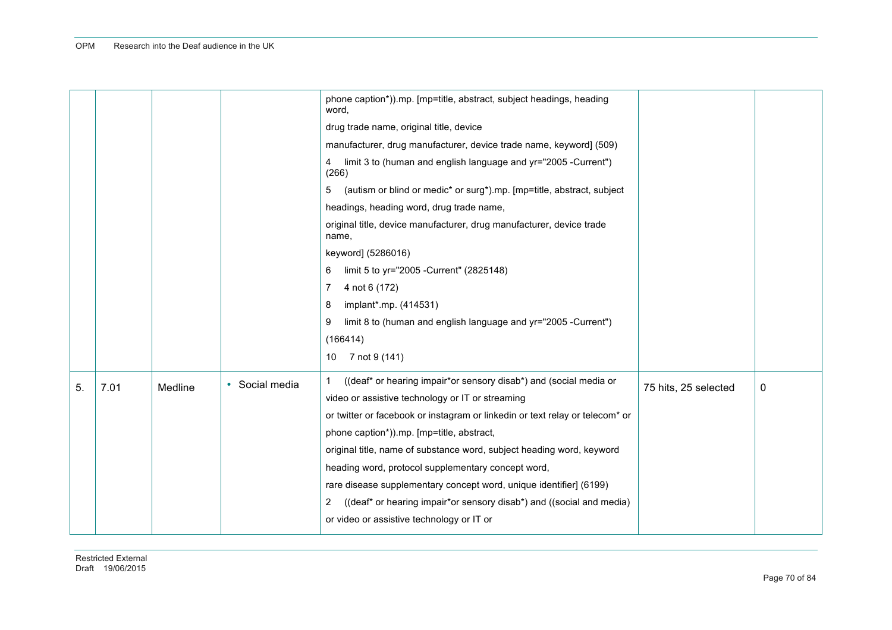| | | | | | | |
|---|---|---|---|---|---|---|
| | | | | phone caption*)).mp. [mp=title, abstract, subject headings, heading word,<br>drug trade name, original title, device<br>manufacturer, drug manufacturer, device trade name, keyword] (509)<br>4 limit 3 to (human and english language and yr="2005 -Current") (266)<br>5 (autism or blind or medic* or surg*).mp. [mp=title, abstract, subject<br>headings, heading word, drug trade name,<br>original title, device manufacturer, drug manufacturer, device trade name,<br>keyword] (5286016)<br>6 limit 5 to yr="2005 -Current" (2825148)<br>7 4 not 6 (172)<br>8 implant*.mp. (414531)<br>9 limit 8 to (human and english language and yr="2005 -Current")<br>(166414)<br>10 7 not 9 (141) | | |
| 5. | 7.01 | Medline | • Social media | 1 ((deaf* or hearing impair*or sensory disab*) and (social media or<br>video or assistive technology or IT or streaming<br>or twitter or facebook or instagram or linkedin or text relay or telecom* or<br>phone caption*)).mp. [mp=title, abstract,<br>original title, name of substance word, subject heading word, keyword<br>heading word, protocol supplementary concept word,<br>rare disease supplementary concept word, unique identifier] (6199)<br>2 ((deaf* or hearing impair*or sensory disab*) and ((social and media)<br>or video or assistive technology or IT or | 75 hits, 25 selected | 0 |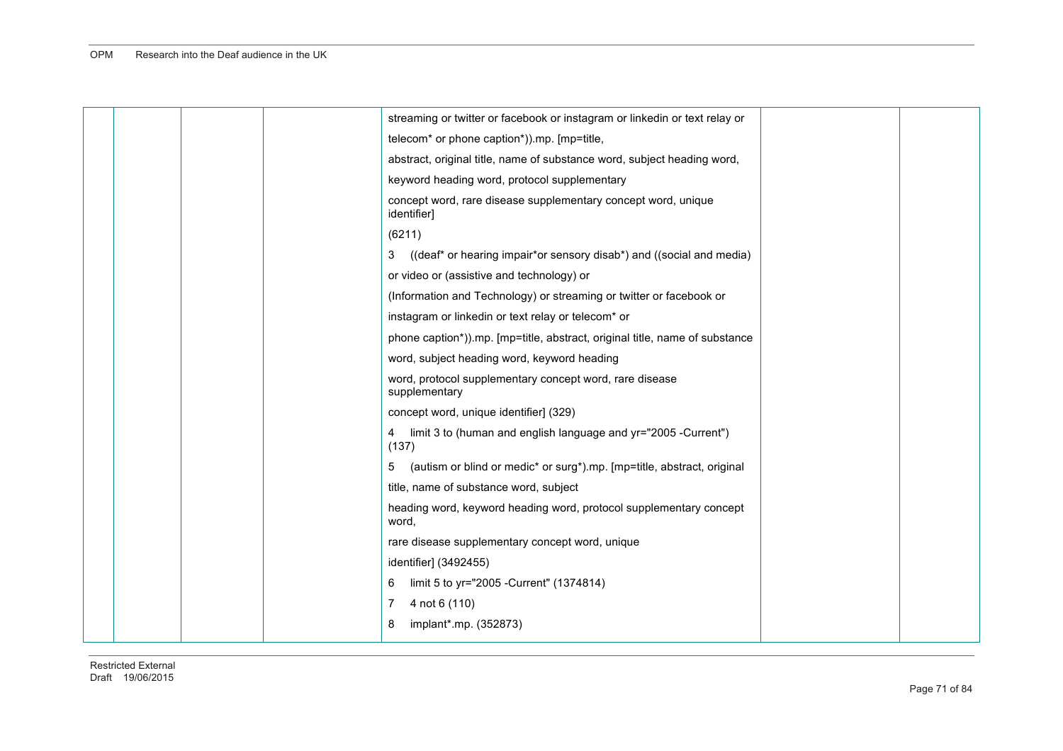|  |  |  |  | streaming or twitter or facebook or instagram or linkedin or text relay or telecom* or phone caption*)).mp. [mp=title, abstract, original title, name of substance word, subject heading word, keyword heading word, protocol supplementary concept word, rare disease supplementary concept word, unique identifier] (6211)<br>3 ((deaf* or hearing impair*or sensory disab*) and ((social and media) or video or (assistive and technology) or (Information and Technology) or streaming or twitter or facebook or instagram or linkedin or text relay or telecom* or phone caption*)).mp. [mp=title, abstract, original title, name of substance word, subject heading word, keyword heading word, protocol supplementary concept word, rare disease supplementary concept word, unique identifier] (329)<br>4 limit 3 to (human and english language and yr="2005 -Current") (137)<br>5 (autism or blind or medic* or surg*).mp. [mp=title, abstract, original title, name of substance word, subject heading word, keyword heading word, protocol supplementary concept word, rare disease supplementary concept word, unique identifier] (3492455)<br>6 limit 5 to yr="2005 -Current" (1374814)<br>7 4 not 6 (110)<br>8 implant*.mp. (352873) |  |  |
|---|---|---|---|---|---|---|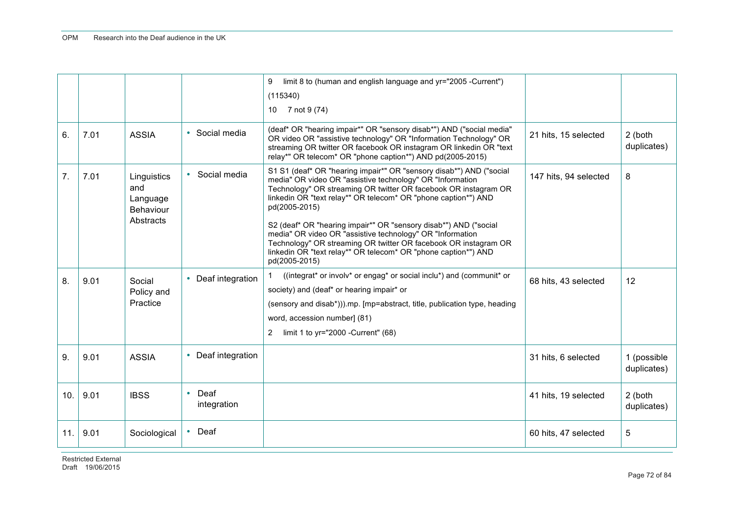| | | | | | | |
|---|---|---|---|---|---|---|
| | | | | 9 limit 8 to (human and english language and yr="2005 -Current") (115340)<br>10 7 not 9 (74) | | |
| 6. | 7.01 | ASSIA | • Social media | (deaf* OR "hearing impair*" OR "sensory disab*") AND ("social media" OR video OR "assistive technology" OR "Information Technology" OR streaming OR twitter OR facebook OR instagram OR linkedin OR "text relay*" OR telecom* OR "phone caption*") AND pd(2005-2015) | 21 hits, 15 selected | 2 (both duplicates) |
| 7. | 7.01 | Linguistics and Language Behaviour Abstracts | • Social media | S1 S1 (deaf* OR "hearing impair*" OR "sensory disab*") AND ("social media" OR video OR "assistive technology" OR "Information Technology" OR streaming OR twitter OR facebook OR instagram OR linkedin OR "text relay*" OR telecom* OR "phone caption*") AND pd(2005-2015)<br>S2 (deaf* OR "hearing impair*" OR "sensory disab*") AND ("social media" OR video OR "assistive technology" OR "Information Technology" OR streaming OR twitter OR facebook OR instagram OR linkedin OR "text relay*" OR telecom* OR "phone caption*") AND pd(2005-2015) | 147 hits, 94 selected | 8 |
| 8. | 9.01 | Social Policy and Practice | • Deaf integration | 1 ((integrat* or involv* or engag* or social inclu*) and (communit* or society) and (deaf* or hearing impair* or (sensory and disab*))).mp. [mp=abstract, title, publication type, heading word, accession number] (81)<br>2 limit 1 to yr="2000 -Current" (68) | 68 hits, 43 selected | 12 |
| 9. | 9.01 | ASSIA | • Deaf integration | | 31 hits, 6 selected | 1 (possible duplicates) |
| 10. | 9.01 | IBSS | • Deaf integration | | 41 hits, 19 selected | 2 (both duplicates) |
| 11. | 9.01 | Sociological | • Deaf | | 60 hits, 47 selected | 5 |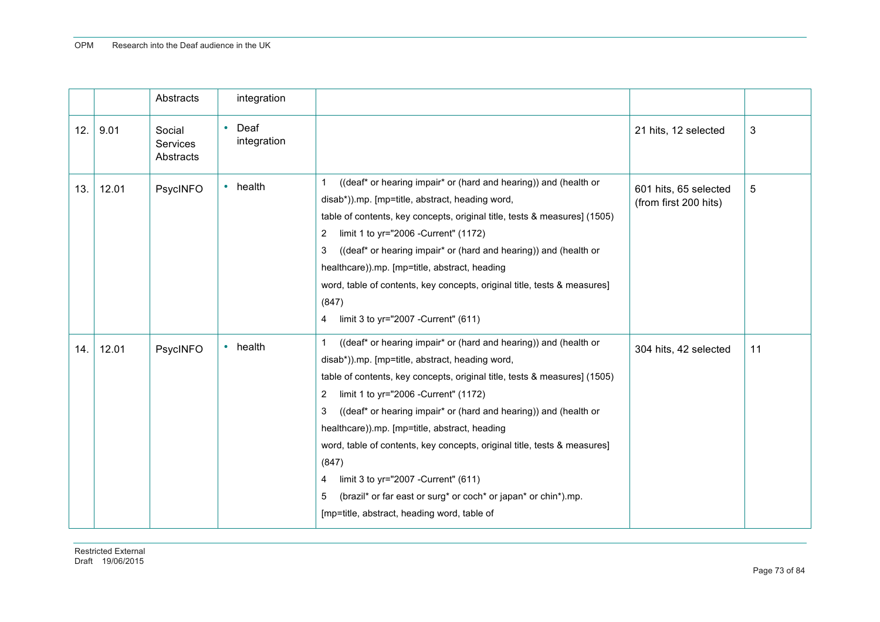| | | | | | | |
|---|---|---|---|---|---|---|
| | | Abstracts | integration | | | |
| 12. | 9.01 | Social Services Abstracts | • Deaf integration | | 21 hits, 12 selected | 3 |
| 13. | 12.01 | PsycINFO | • health | 1 ((deaf* or hearing impair* or (hard and hearing)) and (health or disab*)).mp. [mp=title, abstract, heading word, table of contents, key concepts, original title, tests & measures] (1505)<br>2 limit 1 to yr="2006 -Current" (1172)<br>3 ((deaf* or hearing impair* or (hard and hearing)) and (health or healthcare)).mp. [mp=title, abstract, heading word, table of contents, key concepts, original title, tests & measures] (847)<br>4 limit 3 to yr="2007 -Current" (611) | 601 hits, 65 selected (from first 200 hits) | 5 |
| 14. | 12.01 | PsycINFO | • health | 1 ((deaf* or hearing impair* or (hard and hearing)) and (health or disab*)).mp. [mp=title, abstract, heading word, table of contents, key concepts, original title, tests & measures] (1505)<br>2 limit 1 to yr="2006 -Current" (1172)<br>3 ((deaf* or hearing impair* or (hard and hearing)) and (health or healthcare)).mp. [mp=title, abstract, heading word, table of contents, key concepts, original title, tests & measures] (847)<br>4 limit 3 to yr="2007 -Current" (611)<br>5 (brazil* or far east or surg* or coch* or japan* or chin*).mp. [mp=title, abstract, heading word, table of | 304 hits, 42 selected | 11 |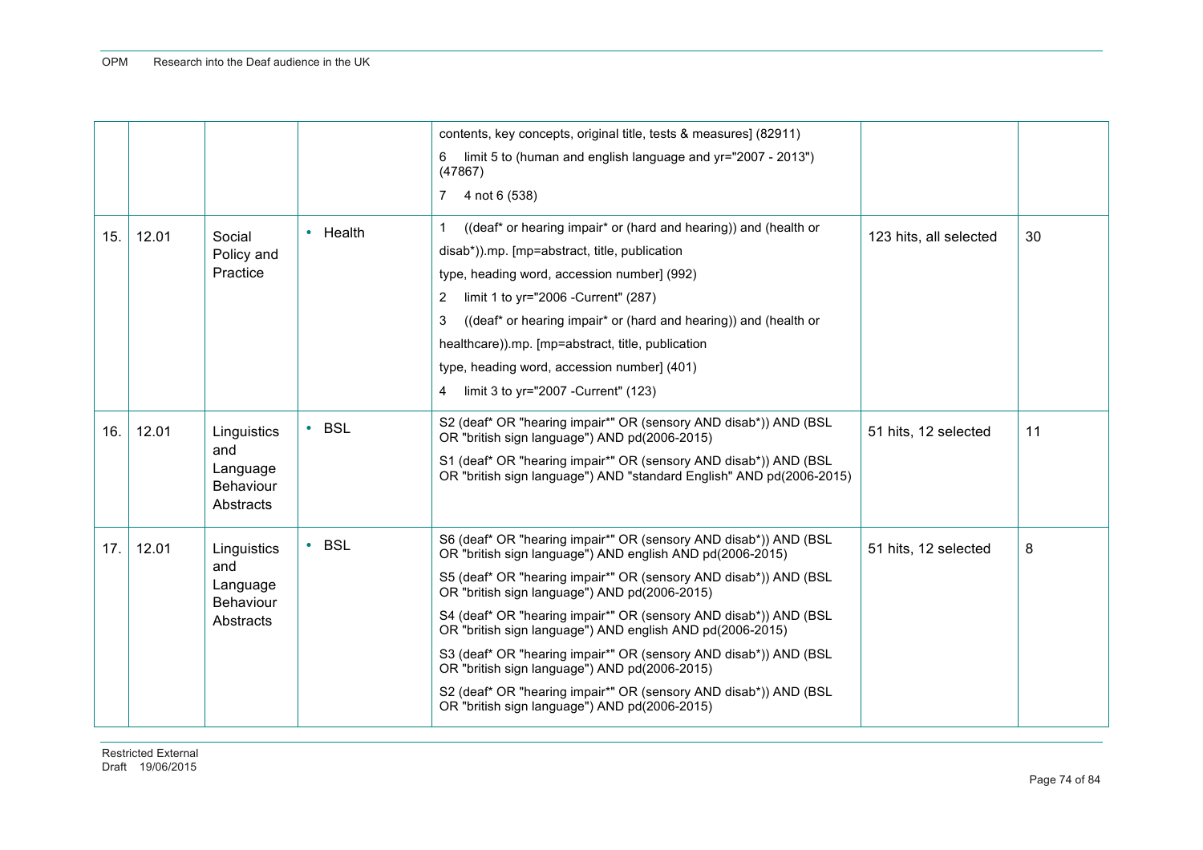| | | | | | | |
|---|---|---|---|---|---|---|
| | | | | contents, key concepts, original title, tests & measures] (82911)<br>6 limit 5 to (human and english language and yr="2007 - 2013") (47867)<br>7 4 not 6 (538) | | |
| 15. | 12.01 | Social Policy and Practice | • Health | 1 ((deaf* or hearing impair* or (hard and hearing)) and (health or disab*)).mp. [mp=abstract, title, publication type, heading word, accession number] (992)<br>2 limit 1 to yr="2006 -Current" (287)<br>3 ((deaf* or hearing impair* or (hard and hearing)) and (health or healthcare)).mp. [mp=abstract, title, publication type, heading word, accession number] (401)<br>4 limit 3 to yr="2007 -Current" (123) | 123 hits, all selected | 30 |
| 16. | 12.01 | Linguistics and Language Behaviour Abstracts | • BSL | S2 (deaf* OR "hearing impair*" OR (sensory AND disab*)) AND (BSL OR "british sign language") AND pd(2006-2015)<br>S1 (deaf* OR "hearing impair*" OR (sensory AND disab*)) AND (BSL OR "british sign language") AND "standard English" AND pd(2006-2015) | 51 hits, 12 selected | 11 |
| 17. | 12.01 | Linguistics and Language Behaviour Abstracts | • BSL | S6 (deaf* OR "hearing impair*" OR (sensory AND disab*)) AND (BSL OR "british sign language") AND english AND pd(2006-2015)<br>S5 (deaf* OR "hearing impair*" OR (sensory AND disab*)) AND (BSL OR "british sign language") AND pd(2006-2015)<br>S4 (deaf* OR "hearing impair*" OR (sensory AND disab*)) AND (BSL OR "british sign language") AND english AND pd(2006-2015)<br>S3 (deaf* OR "hearing impair*" OR (sensory AND disab*)) AND (BSL OR "british sign language") AND pd(2006-2015)<br>S2 (deaf* OR "hearing impair*" OR (sensory AND disab*)) AND (BSL OR "british sign language") AND pd(2006-2015) | 51 hits, 12 selected | 8 |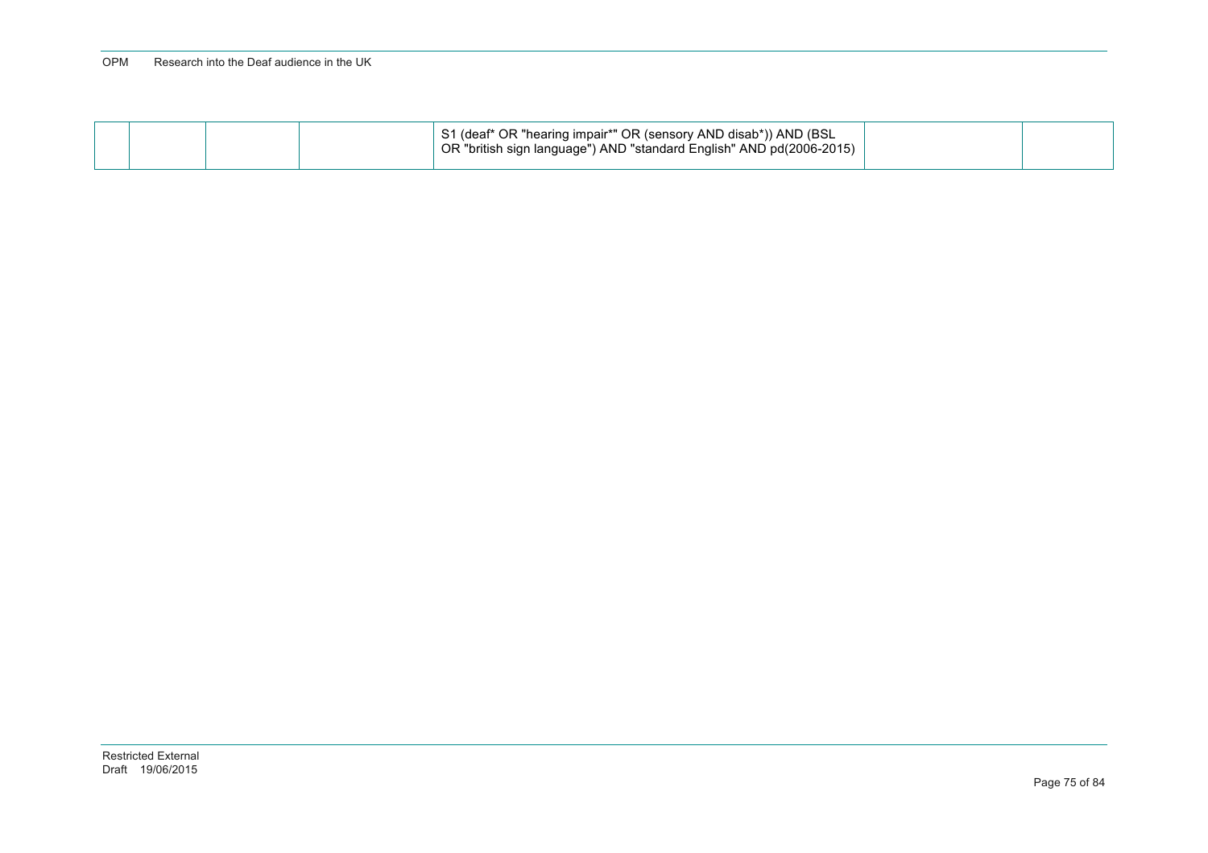| | | | | | |
|---|---|---|---|---|---|
| | | | S1 (deaf* OR "hearing impair*" OR (sensory AND disab*)) AND (BSL OR "british sign language") AND "standard English" AND pd(2006-2015) | | |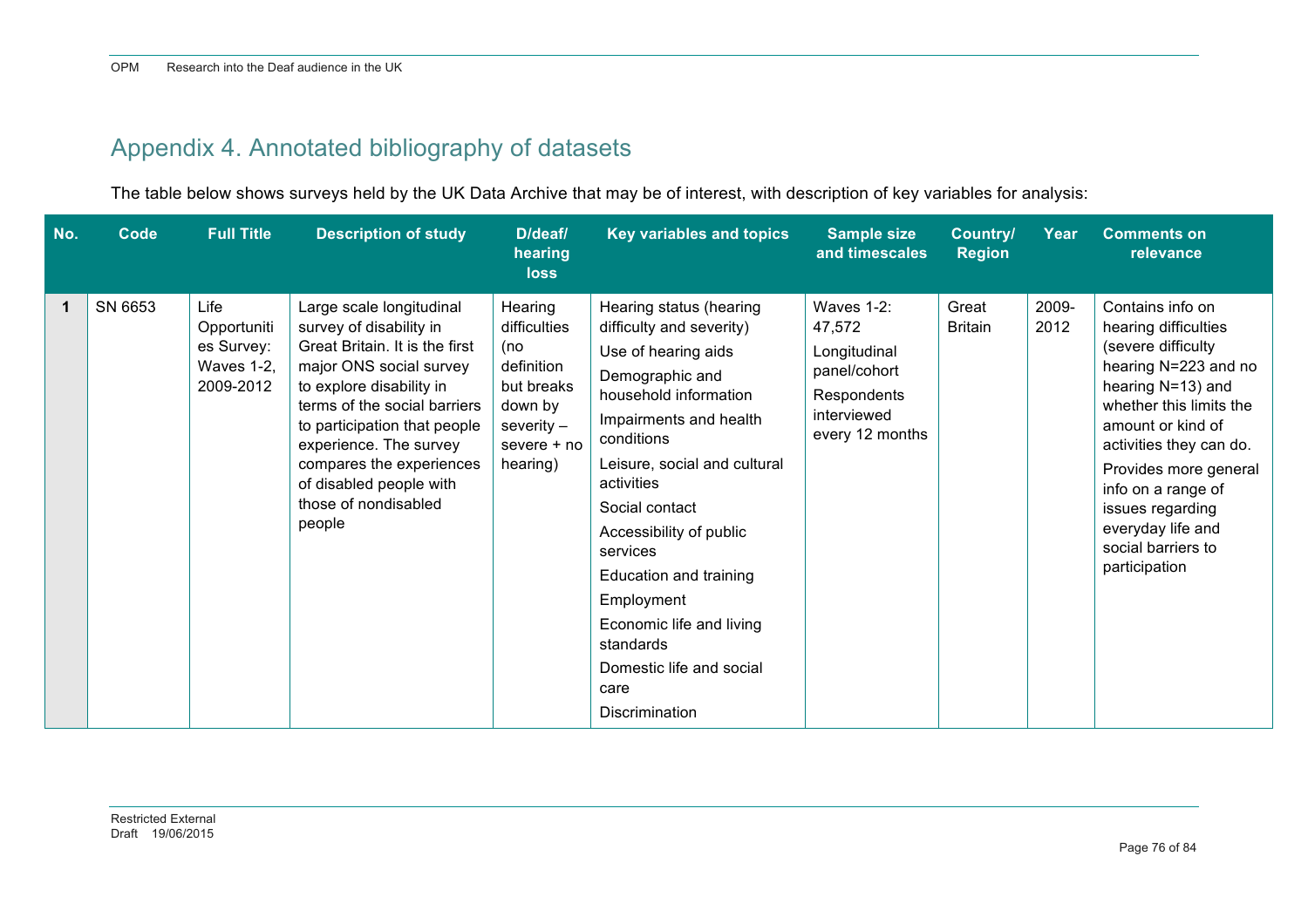# Appendix 4. Annotated bibliography of datasets

The table below shows surveys held by the UK Data Archive that may be of interest, with description of key variables for analysis:

| No. | Code | Full Title | Description of study | D/deaf/ hearing loss | Key variables and topics | Sample size and timescales | Country/ Region | Year | Comments on relevance |
|---|---|---|---|---|---|---|---|---|---|
| **1** | SN 6653 | Life Opportunities Survey: Waves 1-2, 2009-2012 | Large scale longitudinal survey of disability in Great Britain. It is the first major ONS social survey to explore disability in terms of the social barriers to participation that people experience. The survey compares the experiences of disabled people with those of nondisabled people | Hearing difficulties (no definition but breaks down by severity – severe + no hearing) | Hearing status (hearing difficulty and severity)<br>Use of hearing aids<br>Demographic and household information<br>Impairments and health conditions<br>Leisure, social and cultural activities<br>Social contact<br>Accessibility of public services<br>Education and training<br>Employment<br>Economic life and living standards<br>Domestic life and social care<br>Discrimination | Waves 1-2: 47,572<br>Longitudinal panel/cohort<br>Respondents interviewed every 12 months | Great Britain | 2009-2012 | Contains info on hearing difficulties (severe difficulty hearing N=223 and no hearing N=13) and whether this limits the amount or kind of activities they can do.<br>Provides more general info on a range of issues regarding everyday life and social barriers to participation |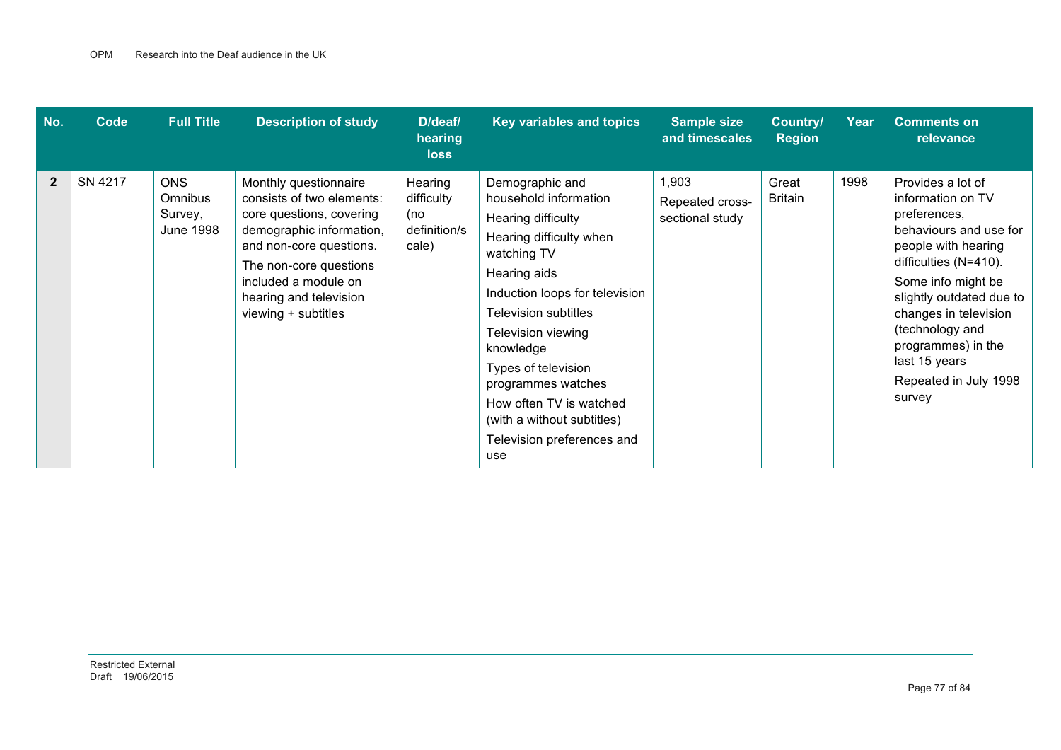| No. | Code | Full Title | Description of study | D/deaf/ hearing loss | Key variables and topics | Sample size and timescales | Country/ Region | Year | Comments on relevance |
|---|---|---|---|---|---|---|---|---|---|
| **2** | SN 4217 | ONS Omnibus Survey, June 1998 | Monthly questionnaire consists of two elements: core questions, covering demographic information, and non-core questions.<br>The non-core questions included a module on hearing and television viewing + subtitles | Hearing difficulty (no definition/scale) | Demographic and household information<br>Hearing difficulty<br>Hearing difficulty when watching TV<br>Hearing aids<br>Induction loops for television<br>Television subtitles<br>Television viewing knowledge<br>Types of television programmes watches<br>How often TV is watched (with a without subtitles)<br>Television preferences and use | 1,903<br>Repeated cross-sectional study | Great Britain | 1998 | Provides a lot of information on TV preferences, behaviours and use for people with hearing difficulties (N=410).<br>Some info might be slightly outdated due to changes in television (technology and programmes) in the last 15 years<br>Repeated in July 1998 survey |

Restricted External
Draft 19/06/2015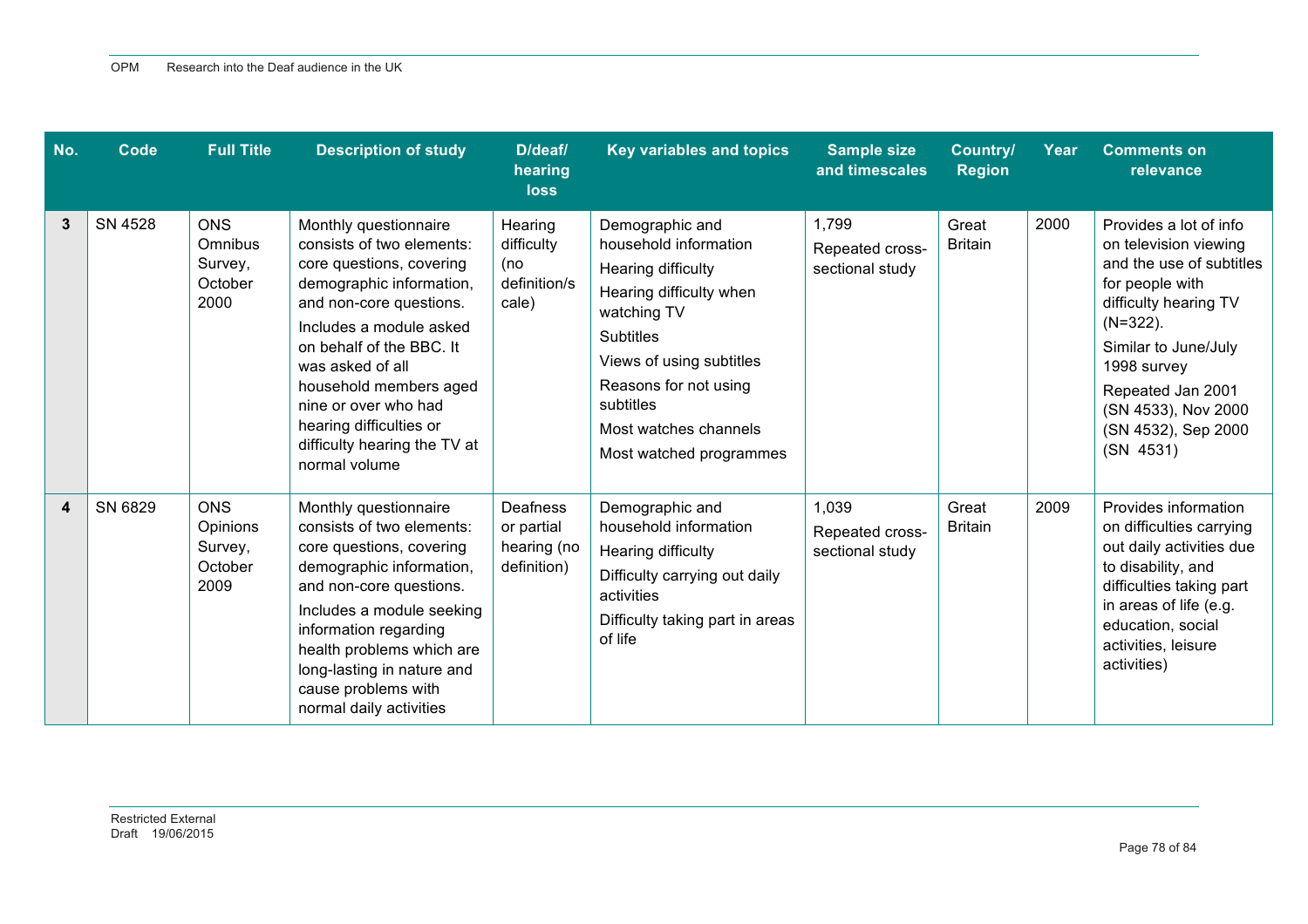| No. | Code | Full Title | Description of study | D/deaf/ hearing loss | Key variables and topics | Sample size and timescales | Country/ Region | Year | Comments on relevance |
|---|---|---|---|---|---|---|---|---|---|
| **3** | SN 4528 | ONS Omnibus Survey, October 2000 | Monthly questionnaire consists of two elements: core questions, covering demographic information, and non-core questions. Includes a module asked on behalf of the BBC. It was asked of all household members aged nine or over who had hearing difficulties or difficulty hearing the TV at normal volume | Hearing difficulty (no definition/scale) | Demographic and household information<br>Hearing difficulty<br>Hearing difficulty when watching TV<br>Subtitles<br>Views of using subtitles<br>Reasons for not using subtitles<br>Most watches channels<br>Most watched programmes | 1,799<br>Repeated cross-sectional study | Great Britain | 2000 | Provides a lot of info on television viewing and the use of subtitles for people with difficulty hearing TV (N=322).<br>Similar to June/July 1998 survey<br>Repeated Jan 2001 (SN 4533), Nov 2000 (SN 4532), Sep 2000 (SN 4531) |
| **4** | SN 6829 | ONS Opinions Survey, October 2009 | Monthly questionnaire consists of two elements: core questions, covering demographic information, and non-core questions. Includes a module seeking information regarding health problems which are long-lasting in nature and cause problems with normal daily activities | Deafness or partial hearing (no definition) | Demographic and household information<br>Hearing difficulty<br>Difficulty carrying out daily activities<br>Difficulty taking part in areas of life | 1,039<br>Repeated cross-sectional study | Great Britain | 2009 | Provides information on difficulties carrying out daily activities due to disability, and difficulties taking part in areas of life (e.g. education, social activities, leisure activities) |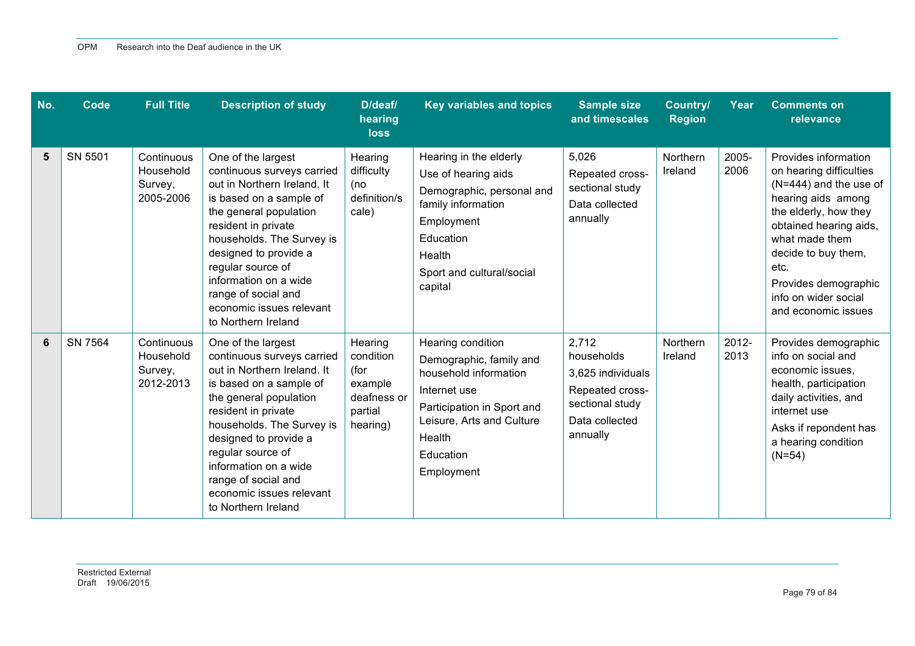| No. | Code | Full Title | Description of study | D/deaf/ hearing loss | Key variables and topics | Sample size and timescales | Country/ Region | Year | Comments on relevance |
|---|---|---|---|---|---|---|---|---|---|
| 5 | SN 5501 | Continuous Household Survey, 2005-2006 | One of the largest continuous surveys carried out in Northern Ireland. It is based on a sample of the general population resident in private households. The Survey is designed to provide a regular source of information on a wide range of social and economic issues relevant to Northern Ireland | Hearing difficulty (no definition/scale) | Hearing in the elderly<br>Use of hearing aids<br>Demographic, personal and family information<br>Employment<br>Education<br>Health<br>Sport and cultural/social capital | 5,026<br>Repeated cross-sectional study<br>Data collected annually | Northern Ireland | 2005-2006 | Provides information on hearing difficulties (N=444) and the use of hearing aids among the elderly, how they obtained hearing aids, what made them decide to buy them, etc.<br>Provides demographic info on wider social and economic issues |
| 6 | SN 7564 | Continuous Household Survey, 2012-2013 | One of the largest continuous surveys carried out in Northern Ireland. It is based on a sample of the general population resident in private households. The Survey is designed to provide a regular source of information on a wide range of social and economic issues relevant to Northern Ireland | Hearing condition (for example deafness or partial hearing) | Hearing condition<br>Demographic, family and household information<br>Internet use<br>Participation in Sport and Leisure, Arts and Culture<br>Health<br>Education<br>Employment | 2,712 households<br>3,625 individuals<br>Repeated cross-sectional study<br>Data collected annually | Northern Ireland | 2012-2013 | Provides demographic info on social and economic issues, health, participation daily activities, and internet use<br>Asks if repondent has a hearing condition (N=54) |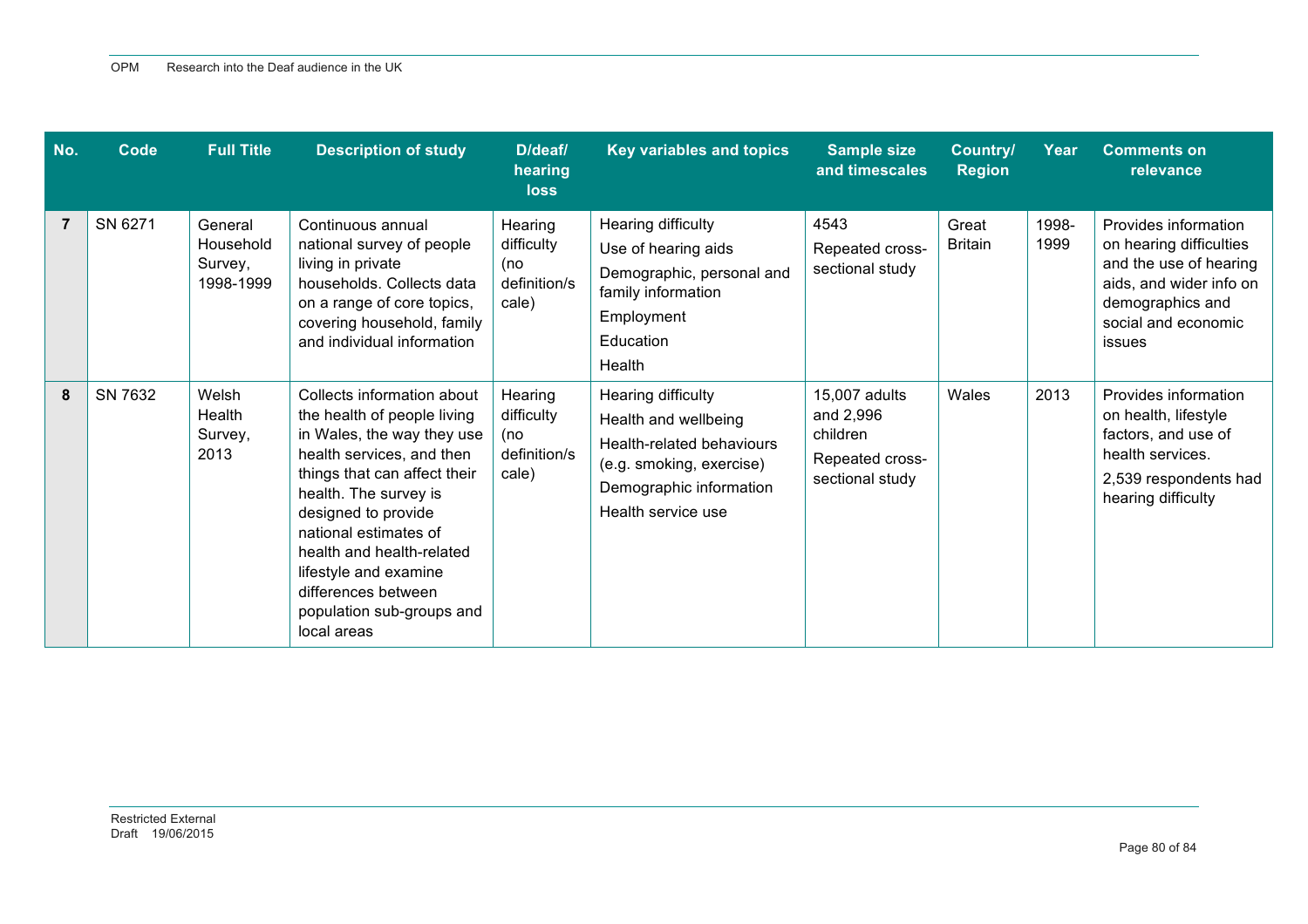| No. | Code | Full Title | Description of study | D/deaf/ hearing loss | Key variables and topics | Sample size and timescales | Country/ Region | Year | Comments on relevance |
|---|---|---|---|---|---|---|---|---|---|
| 7 | SN 6271 | General Household Survey, 1998-1999 | Continuous annual national survey of people living in private households. Collects data on a range of core topics, covering household, family and individual information | Hearing difficulty (no definition/scale) | Hearing difficulty<br>Use of hearing aids<br>Demographic, personal and family information<br>Employment<br>Education<br>Health | 4543<br>Repeated cross-sectional study | Great Britain | 1998-1999 | Provides information on hearing difficulties and the use of hearing aids, and wider info on demographics and social and economic issues |
| 8 | SN 7632 | Welsh Health Survey, 2013 | Collects information about the health of people living in Wales, the way they use health services, and then things that can affect their health. The survey is designed to provide national estimates of health and health-related lifestyle and examine differences between population sub-groups and local areas | Hearing difficulty (no definition/scale) | Hearing difficulty<br>Health and wellbeing<br>Health-related behaviours (e.g. smoking, exercise)<br>Demographic information<br>Health service use | 15,007 adults and 2,996 children<br>Repeated cross-sectional study | Wales | 2013 | Provides information on health, lifestyle factors, and use of health services.<br>2,539 respondents had hearing difficulty |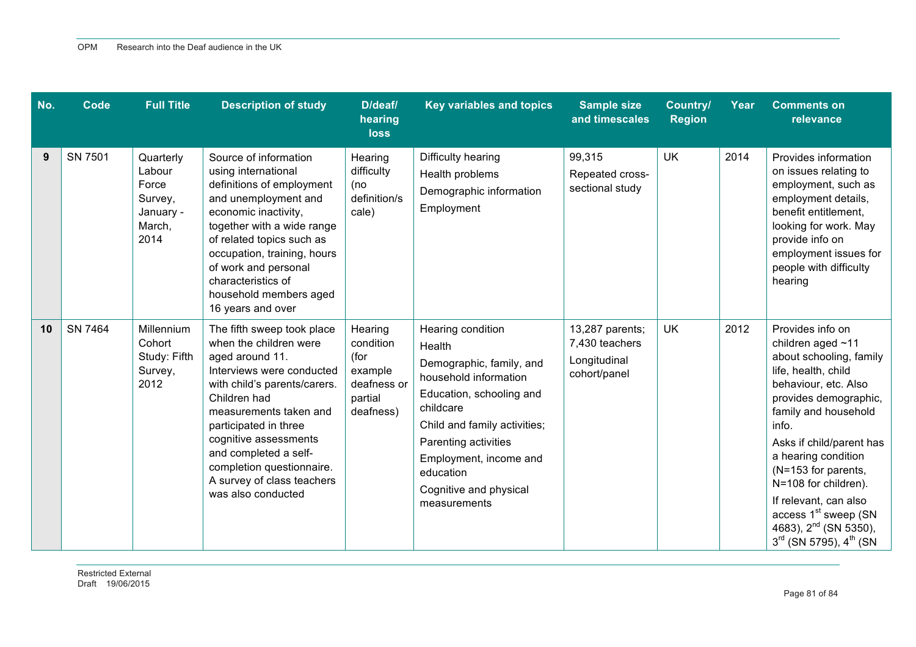| No. | Code | Full Title | Description of study | D/deaf/ hearing loss | Key variables and topics | Sample size and timescales | Country/ Region | Year | Comments on relevance |
|---|---|---|---|---|---|---|---|---|---|
| 9 | SN 7501 | Quarterly Labour Force Survey, January - March, 2014 | Source of information using international definitions of employment and unemployment and economic inactivity, together with a wide range of related topics such as occupation, training, hours of work and personal characteristics of household members aged 16 years and over | Hearing difficulty (no definition/scale) | Difficulty hearing<br>Health problems<br>Demographic information<br>Employment | 99,315<br>Repeated cross-sectional study | UK | 2014 | Provides information on issues relating to employment, such as employment details, benefit entitlement, looking for work. May provide info on employment issues for people with difficulty hearing |
| 10 | SN 7464 | Millennium Cohort Study: Fifth Survey, 2012 | The fifth sweep took place when the children were aged around 11. Interviews were conducted with child's parents/carers. Children had measurements taken and participated in three cognitive assessments and completed a self-completion questionnaire. A survey of class teachers was also conducted | Hearing condition (for example deafness or partial deafness) | Hearing condition<br>Health<br>Demographic, family, and household information<br>Education, schooling and childcare<br>Child and family activities;<br>Parenting activities<br>Employment, income and education<br>Cognitive and physical measurements | 13,287 parents; 7,430 teachers<br>Longitudinal cohort/panel | UK | 2012 | Provides info on children aged ~11 about schooling, family life, health, child behaviour, etc. Also provides demographic, family and household info.<br>Asks if child/parent has a hearing condition (N=153 for parents, N=108 for children).<br>If relevant, can also access 1st sweep (SN 4683), 2nd (SN 5350), 3rd (SN 5795), 4th (SN |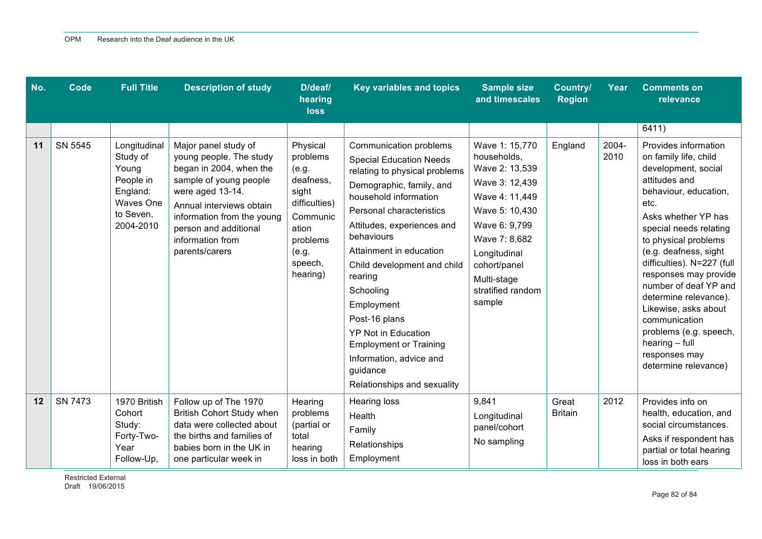| No. | Code | Full Title | Description of study | D/deaf/ hearing loss | Key variables and topics | Sample size and timescales | Country/ Region | Year | Comments on relevance |
|---|---|---|---|---|---|---|---|---|---|
| | | | | | | | | | 6411) |
| 11 | SN 5545 | Longitudinal Study of Young People in England: Waves One to Seven, 2004-2010 | Major panel study of young people. The study began in 2004, when the sample of young people were aged 13-14. Annual interviews obtain information from the young person and additional information from parents/carers | Physical problems (e.g. deafness, sight difficulties) Communication problems (e.g. speech, hearing) | Communication problems<br>Special Education Needs relating to physical problems<br>Demographic, family, and household information<br>Personal characteristics<br>Attitudes, experiences and behaviours<br>Attainment in education<br>Child development and child rearing<br>Schooling<br>Employment<br>Post-16 plans<br>YP Not in Education Employment or Training<br>Information, advice and guidance<br>Relationships and sexuality | Wave 1: 15,770 households,<br>Wave 2: 13,539<br>Wave 3: 12,439<br>Wave 4: 11,449<br>Wave 5: 10,430<br>Wave 6: 9,799<br>Wave 7: 8,682<br>Longitudinal cohort/panel<br>Multi-stage stratified random sample | England | 2004-2010 | Provides information on family life, child development, social attitudes and behaviour, education, etc.<br>Asks whether YP has special needs relating to physical problems (e.g. deafness, sight difficulties). N=227 (full responses may provide number of deaf YP and determine relevance). Likewise, asks about communication problems (e.g. speech, hearing – full responses may determine relevance) |
| 12 | SN 7473 | 1970 British Cohort Study: Forty-Two-Year Follow-Up, | Follow up of The 1970 British Cohort Study when data were collected about the births and families of babies born in the UK in one particular week in | Hearing problems (partial or total hearing loss in both | Hearing loss<br>Health<br>Family<br>Relationships<br>Employment | 9,841<br>Longitudinal panel/cohort<br>No sampling | Great Britain | 2012 | Provides info on health, education, and social circumstances.<br>Asks if respondent has partial or total hearing loss in both ears |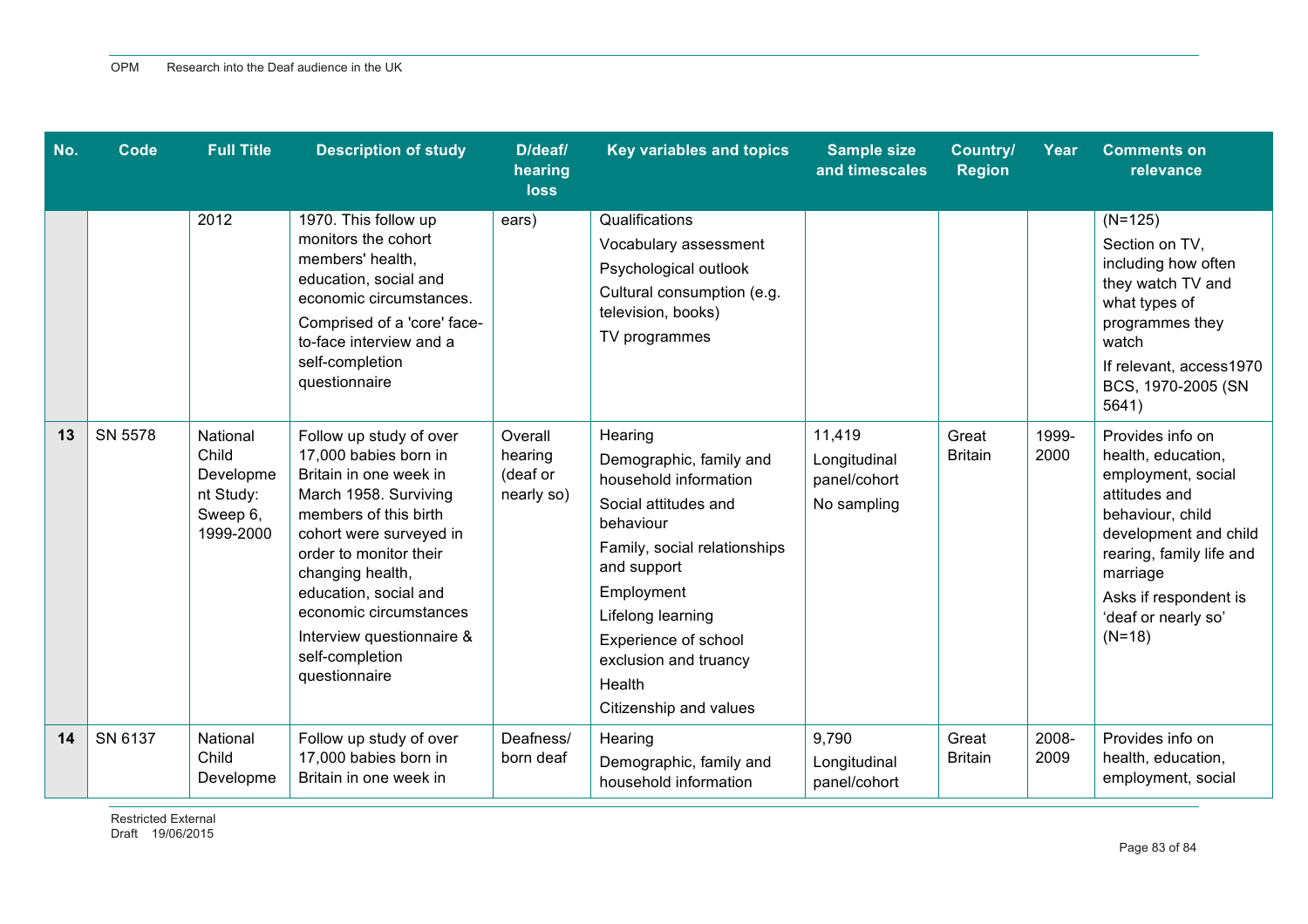| No. | Code | Full Title | Description of study | D/deaf/ hearing loss | Key variables and topics | Sample size and timescales | Country/ Region | Year | Comments on relevance |
|---|---|---|---|---|---|---|---|---|---|
| | | 2012 | 1970. This follow up monitors the cohort members' health, education, social and economic circumstances. Comprised of a 'core' face-to-face interview and a self-completion questionnaire | ears) | Qualifications<br>Vocabulary assessment<br>Psychological outlook<br>Cultural consumption (e.g. television, books)<br>TV programmes | | | | (N=125)<br>Section on TV, including how often they watch TV and what types of programmes they watch<br>If relevant, access1970 BCS, 1970-2005 (SN 5641) |
| 13 | SN 5578 | National Child Development Study: Sweep 6, 1999-2000 | Follow up study of over 17,000 babies born in Britain in one week in March 1958. Surviving members of this birth cohort were surveyed in order to monitor their changing health, education, social and economic circumstances<br>Interview questionnaire & self-completion questionnaire | Overall hearing (deaf or nearly so) | Hearing<br>Demographic, family and household information<br>Social attitudes and behaviour<br>Family, social relationships and support<br>Employment<br>Lifelong learning<br>Experience of school exclusion and truancy<br>Health<br>Citizenship and values | 11,419<br>Longitudinal panel/cohort<br>No sampling | Great Britain | 1999-2000 | Provides info on health, education, employment, social attitudes and behaviour, child development and child rearing, family life and marriage<br>Asks if respondent is 'deaf or nearly so' (N=18) |
| 14 | SN 6137 | National Child Developme | Follow up study of over 17,000 babies born in Britain in one week in | Deafness/ born deaf | Hearing<br>Demographic, family and household information | 9,790<br>Longitudinal panel/cohort | Great Britain | 2008-2009 | Provides info on health, education, employment, social |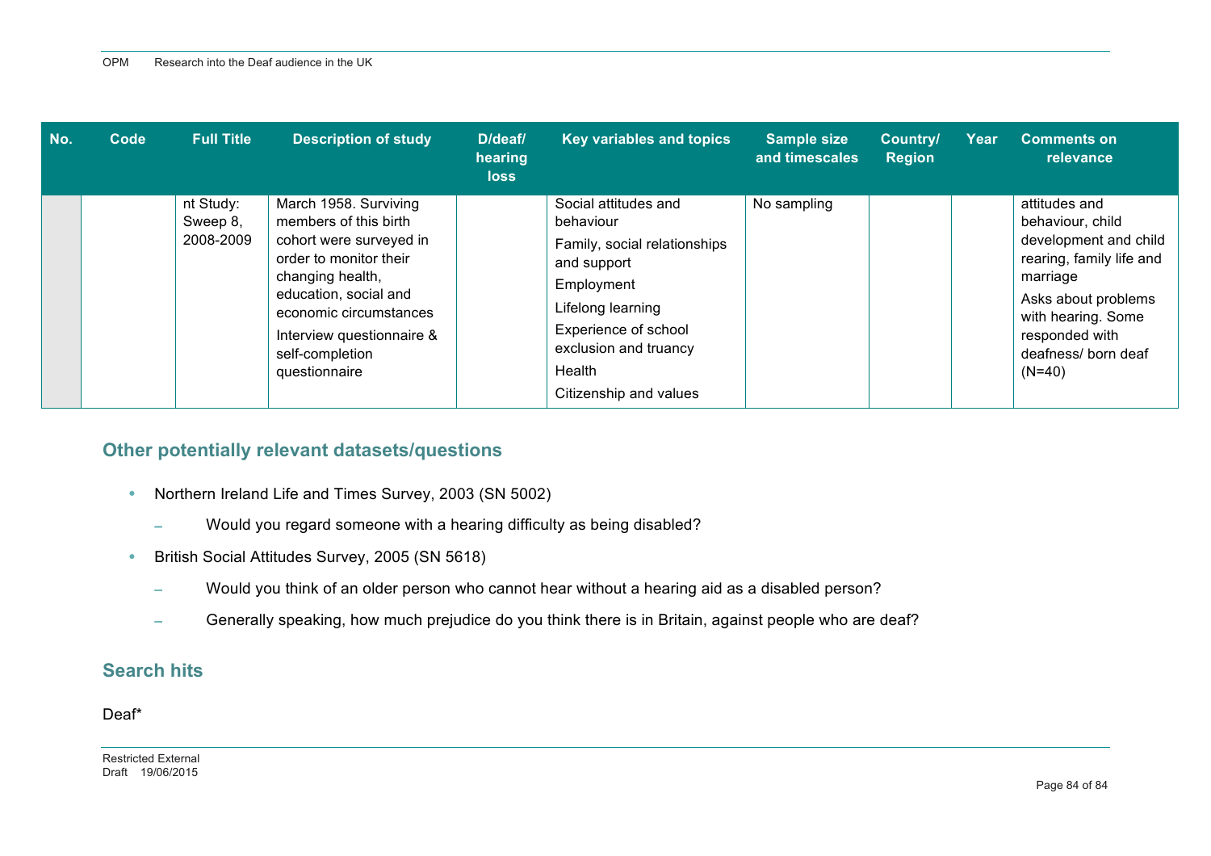| No. | Code | Full Title | Description of study | D/deaf/ hearing loss | Key variables and topics | Sample size and timescales | Country/ Region | Year | Comments on relevance |
|---|---|---|---|---|---|---|---|---|---|
| | | nt Study: Sweep 8, 2008-2009 | March 1958. Surviving members of this birth cohort were surveyed in order to monitor their changing health, education, social and economic circumstances<br>Interview questionnaire & self-completion questionnaire | | Social attitudes and behaviour<br>Family, social relationships and support<br>Employment<br>Lifelong learning<br>Experience of school exclusion and truancy<br>Health<br>Citizenship and values | No sampling | | | attitudes and behaviour, child development and child rearing, family life and marriage<br>Asks about problems with hearing. Some responded with deafness/ born deaf (N=40) |

## Other potentially relevant datasets/questions

- Northern Ireland Life and Times Survey, 2003 (SN 5002)
  - Would you regard someone with a hearing difficulty as being disabled?
- British Social Attitudes Survey, 2005 (SN 5618)
  - Would you think of an older person who cannot hear without a hearing aid as a disabled person?
  - Generally speaking, how much prejudice do you think there is in Britain, against people who are deaf?

## Search hits

Deaf*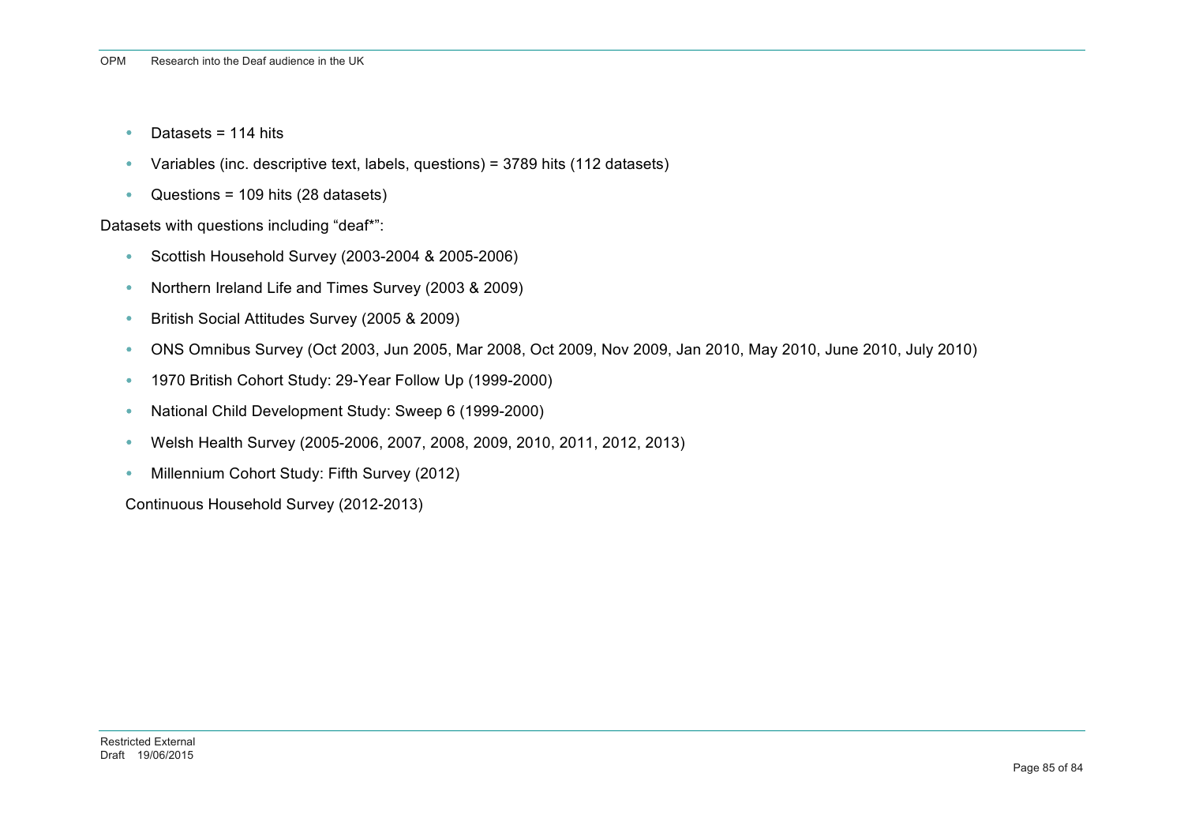- Datasets = 114 hits
- Variables (inc. descriptive text, labels, questions) = 3789 hits (112 datasets)
- Questions = 109 hits (28 datasets)

Datasets with questions including “deaf*”:

- Scottish Household Survey (2003-2004 & 2005-2006)
- Northern Ireland Life and Times Survey (2003 & 2009)
- British Social Attitudes Survey (2005 & 2009)
- ONS Omnibus Survey (Oct 2003, Jun 2005, Mar 2008, Oct 2009, Nov 2009, Jan 2010, May 2010, June 2010, July 2010)
- 1970 British Cohort Study: 29-Year Follow Up (1999-2000)
- National Child Development Study: Sweep 6 (1999-2000)
- Welsh Health Survey (2005-2006, 2007, 2008, 2009, 2010, 2011, 2012, 2013)
- Millennium Cohort Study: Fifth Survey (2012)

Continuous Household Survey (2012-2013)